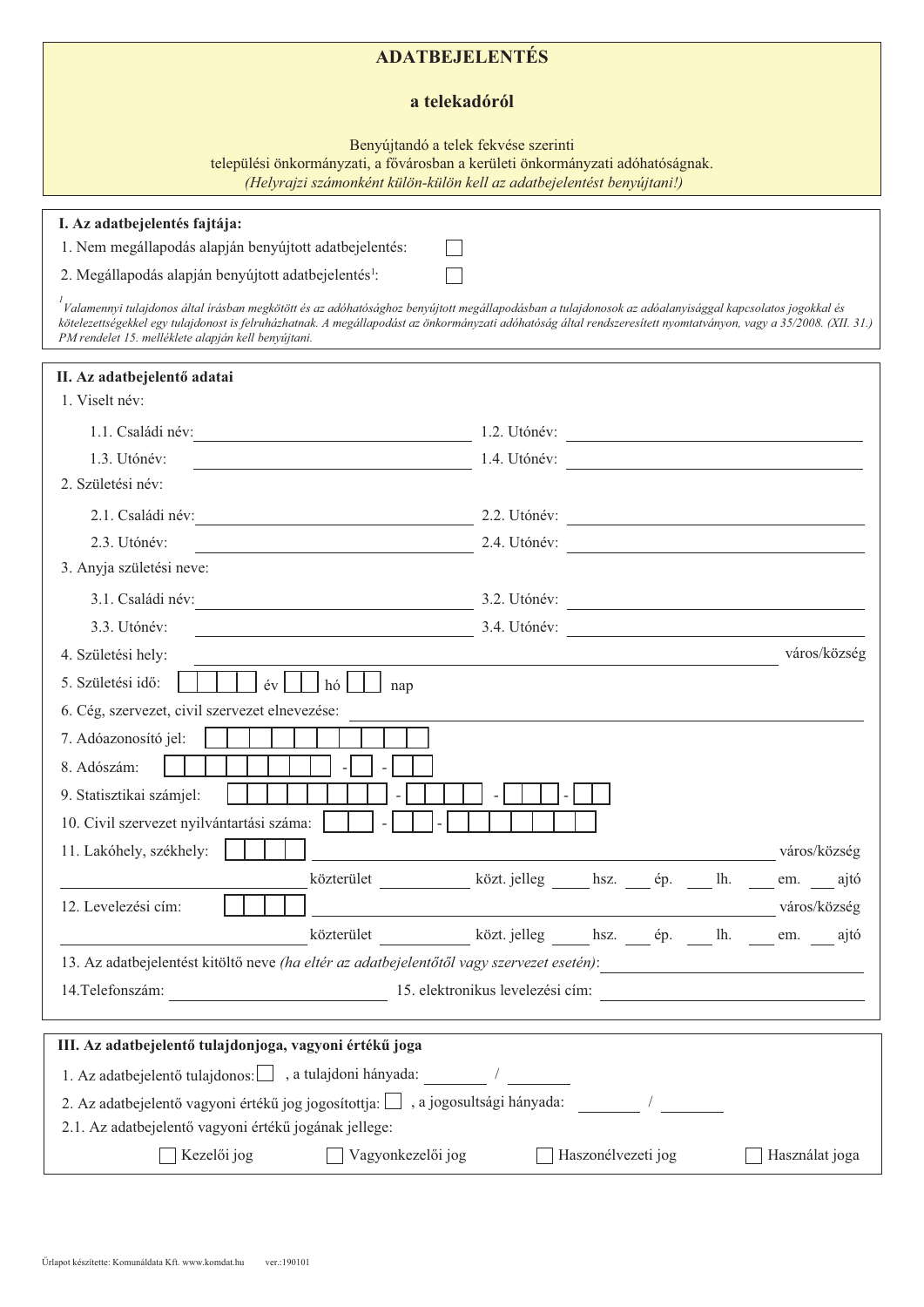# ADATBEJELENTÉS

## a telekadóról

Benyújtandó a telek fekvése szerinti települési önkormányzati, a fővárosban a kerületi önkormányzati adóhatóságnak.
*(Helyrajzi számonként külön-külön kell az adatbejelentést benyújtani!)*

---

**I. Az adatbejelentés fajtája:**

1. Nem megállapodás alapján benyújtott adatbejelentés: ☐
2. Megállapodás alapján benyújtott adatbejelentés[1]: ☐

*[1] Valamennyi tulajdonos által írásban megkötött és az adóhatósághoz benyújtott megállapodásban a tulajdonosok az adóalanyisággal kapcsolatos jogokkal és kötelezettségekkel egy tulajdonost is felruházhatnak. A megállapodást az önkormányzati adóhatóság által rendszeresített nyomtatványon, vagy a 35/2008. (XII. 31.) PM rendelet 15. melléklete alapján kell benyújtani.*

---

**II. Az adatbejelentő adatai**

1. Viselt név:
   - 1.1. Családi név: ____________ 1.2. Utónév: ____________
   - 1.3. Utónév: ____________ 1.4. Utónév: ____________
2. Születési név:
   - 2.1. Családi név: ____________ 2.2. Utónév: ____________
   - 2.3. Utónév: ____________ 2.4. Utónév: ____________
3. Anyja születési neve:
   - 3.1. Családi név: ____________ 3.2. Utónév: ____________
   - 3.3. Utónév: ____________ 3.4. Utónév: ____________
4. Születési hely: ____________ város/község
5. Születési idő: ☐☐☐☐ év ☐☐ hó ☐☐ nap
6. Cég, szervezet, civil szervezet elnevezése: ____________
7. Adóazonosító jel: ☐☐☐☐☐☐☐☐☐☐
8. Adószám: ☐☐☐☐☐☐☐☐ - ☐ - ☐☐
9. Statisztikai számjel: ☐☐☐☐☐☐☐☐ - ☐☐☐☐ - ☐☐☐ - ☐☐
10. Civil szervezet nyilvántartási száma: ☐☐ - ☐☐ - ☐☐☐☐☐☐☐
11. Lakóhely, székhely: ☐☐☐☐ ____________ város/község
    ____________ közterület ______ közt. jelleg ____ hsz. ___ ép. ___ lh. ___ em. ___ ajtó
12. Levelezési cím: ☐☐☐☐ ____________ város/község
    ____________ közterület ______ közt. jelleg ____ hsz. ___ ép. ___ lh. ___ em. ___ ajtó
13. Az adatbejelentést kitöltő neve *(ha eltér az adatbejelentőtől vagy szervezet esetén)*: ____________
14. Telefonszám: ____________ 15. elektronikus levelezési cím: ____________

---

**III. Az adatbejelentő tulajdonjoga, vagyoni értékű joga**

1. Az adatbejelentő tulajdonos: ☐ , a tulajdoni hányada: ______ / ______
2. Az adatbejelentő vagyoni értékű jog jogosítottja: ☐ , a jogosultsági hányada: ______ / ______

2.1. Az adatbejelentő vagyoni értékű jogának jellege:

☐ Kezelői jog ☐ Vagyonkezelői jog ☐ Haszonélvezeti jog ☐ Használat joga

Űrlapot készítette: Komunáldata Kft. www.komdat.hu ver.:190101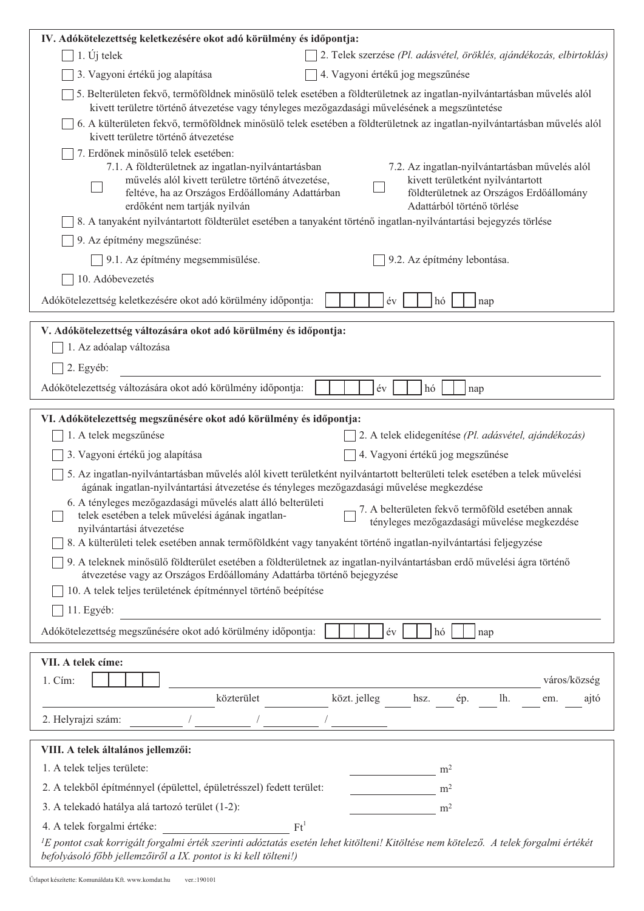## IV. Adókötelezettség keletkezésére okot adó körülmény és időpontja:

- ☐ 1. Új telek
- ☐ 2. Telek szerzése *(Pl. adásvétel, öröklés, ajándékozás, elbirtoklás)*
- ☐ 3. Vagyoni értékű jog alapítása
- ☐ 4. Vagyoni értékű jog megszűnése
- ☐ 5. Belterületen fekvő, termőföldnek minősülő telek esetében a földterületnek az ingatlan-nyilvántartásban művelés alól kivett területre történő átvezetése vagy tényleges mezőgazdasági művelésének a megszüntetése
- ☐ 6. A külterületen fekvő, termőföldnek minősülő telek esetében a földterületnek az ingatlan-nyilvántartásban művelés alól kivett területre történő átvezetése
- ☐ 7. Erdőnek minősülő telek esetében:
  - ☐ 7.1. A földterületnek az ingatlan-nyilvántartásban művelés alól kivett területre történő átvezetése, feltéve, ha az Országos Erdőállomány Adattárban erdőként nem tartják nyilván
  - ☐ 7.2. Az ingatlan-nyilvántartásban művelés alól kivett területként nyilvántartott földterületnek az Országos Erdőállomány Adattárból történő törlése
- ☐ 8. A tanyaként nyilvántartott földterület esetében a tanyaként történő ingatlan-nyilvántartási bejegyzés törlése
- ☐ 9. Az építmény megszűnése:
  - ☐ 9.1. Az építmény megsemmisülése.
  - ☐ 9.2. Az építmény lebontása.
- ☐ 10. Adóbevezetés

Adókötelezettség keletkezésére okot adó körülmény időpontja: ☐☐☐☐ év ☐☐ hó ☐☐ nap

## V. Adókötelezettség változására okot adó körülmény és időpontja:

- ☐ 1. Az adóalap változása
- ☐ 2. Egyéb: ______________________________

Adókötelezettség változására okot adó körülmény időpontja: ☐☐☐☐ év ☐☐ hó ☐☐ nap

## VI. Adókötelezettség megszűnésére okot adó körülmény és időpontja:

- ☐ 1. A telek megszűnése
- ☐ 2. A telek elidegenítése *(Pl. adásvétel, ajándékozás)*
- ☐ 3. Vagyoni értékű jog alapítása
- ☐ 4. Vagyoni értékű jog megszűnése
- ☐ 5. Az ingatlan-nyilvántartásban művelés alól kivett területként nyilvántartott belterületi telek esetében a telek művelési ágának ingatlan-nyilvántartási átvezetése és tényleges mezőgazdasági művelése megkezdése
- ☐ 6. A tényleges mezőgazdasági művelés alatt álló belterületi telek esetében a telek művelési ágának ingatlan-nyilvántartási átvezetése
- ☐ 7. A belterületen fekvő termőföld esetében annak tényleges mezőgazdasági művelése megkezdése
- ☐ 8. A külterületi telek esetében annak termőföldként vagy tanyaként történő ingatlan-nyilvántartási feljegyzése
- ☐ 9. A teleknek minősülő földterület esetében a földterületnek az ingatlan-nyilvántartásban erdő művelési ágra történő átvezetése vagy az Országos Erdőállomány Adattárba történő bejegyzése
- ☐ 10. A telek teljes területének építménnyel történő beépítése
- ☐ 11. Egyéb: ______________________________

Adókötelezettség megszűnésére okot adó körülmény időpontja: ☐☐☐☐ év ☐☐ hó ☐☐ nap

## VII. A telek címe:

1. Cím: ☐☐☐☐ ______________________________ város/község

______________________ közterület ____________ közt. jelleg ______ hsz. ______ ép. ______ lh. ______ em. ______ ajtó

2. Helyrajzi szám: __________ / __________ / __________ / __________

## VIII. A telek általános jellemzői:

1. A telek teljes területe: ______________ m²
2. A telekből építménnyel (épülettel, épületrésszel) fedett terület: ______________ m²
3. A telekadó hatálya alá tartozó terület (1-2): ______________ m²
4. A telek forgalmi értéke: ______________________ Ft[1]

*[1]E pontot csak korrigált forgalmi érték szerinti adóztatás esetén lehet kitölteni! Kitöltése nem kötelező. A telek forgalmi értékét befolyásoló főbb jellemzőiről a IX. pontot is ki kell tölteni!)*

Űrlapot készítette: Komunáldata Kft. www.komdat.hu ver.:190101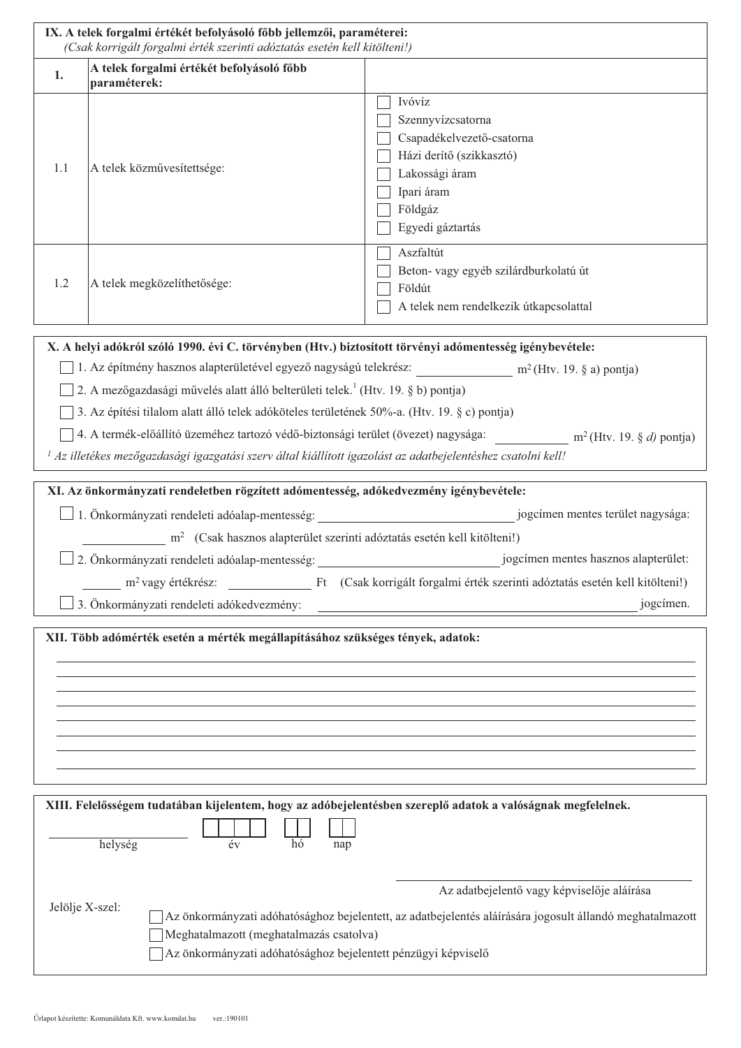| IX. A telek forgalmi értékét befolyásoló főbb jellemzői, paraméterei: *(Csak korrigált forgalmi érték szerinti adóztatás esetén kell kitölteni!)* | | |
|---|---|---|
| **1.** | **A telek forgalmi értékét befolyásoló főbb paraméterek:** | |
| 1.1 | A telek közművesítettsége: | ☐ Ivóvíz<br>☐ Szennyvízcsatorna<br>☐ Csapadékelvezető-csatorna<br>☐ Házi derítő (szikkasztó)<br>☐ Lakossági áram<br>☐ Ipari áram<br>☐ Földgáz<br>☐ Egyedi gáztartás |
| 1.2 | A telek megközelíthetősége: | ☐ Aszfaltút<br>☐ Beton- vagy egyéb szilárdburkolatú út<br>☐ Földút<br>☐ A telek nem rendelkezik útkapcsolattal |

**X. A helyi adókról szóló 1990. évi C. törvényben (Htv.) biztosított törvényi adómentesség igénybevétele:**

☐ 1. Az építmény hasznos alapterületével egyező nagyságú telekrész: ______________ $m^2$ (Htv. 19. § a) pontja)

☐ 2. A mezőgazdasági művelés alatt álló belterületi telek.[1] (Htv. 19. § b) pontja)

☐ 3. Az építési tilalom alatt álló telek adóköteles területének 50%-a. (Htv. 19. § c) pontja)

☐ 4. A termék-előállító üzeméhez tartozó védő-biztonsági terület (övezet) nagysága: ______________ $m^2$ (Htv. 19. § *d)* pontja)

*[1] Az illetékes mezőgazdasági igazgatási szerv által kiállított igazolást az adatbejelentéshez csatolni kell!*

**XI. Az önkormányzati rendeletben rögzített adómentesség, adókedvezmény igénybevétele:**

☐ 1. Önkormányzati rendeleti adóalap-mentesség: ________________________ jogcímen mentes terület nagysága: ______________ $m^2$ (Csak hasznos alapterület szerinti adóztatás esetén kell kitölteni!)

☐ 2. Önkormányzati rendeleti adóalap-mentesség: ________________________ jogcímen mentes hasznos alapterület: ________ $m^2$ vagy értékrész: ______________ Ft (Csak korrigált forgalmi érték szerinti adóztatás esetén kell kitölteni!)

☐ 3. Önkormányzati rendeleti adókedvezmény: ________________________________________ jogcímen.

**XII. Több adómérték esetén a mérték megállapításához szükséges tények, adatok:**

________________________________________________________________________

________________________________________________________________________

________________________________________________________________________

________________________________________________________________________

________________________________________________________________________

________________________________________________________________________

________________________________________________________________________

**XIII. Felelősségem tudatában kijelentem, hogy az adóbejelentésben szereplő adatok a valóságnak megfelelnek.**

______________________ ☐☐☐☐ ☐☐ ☐☐

helység év hó nap

________________________________________

Az adatbejelentő vagy képviselője aláírása

Jelölje X-szel:

☐ Az önkormányzati adóhatósághoz bejelentett, az adatbejelentés aláírására jogosult állandó meghatalmazott

☐ Meghatalmazott (meghatalmazás csatolva)

☐ Az önkormányzati adóhatósághoz bejelentett pénzügyi képviselő

Űrlapot készítette: Komunáldata Kft. www.komdat.hu ver.:190101